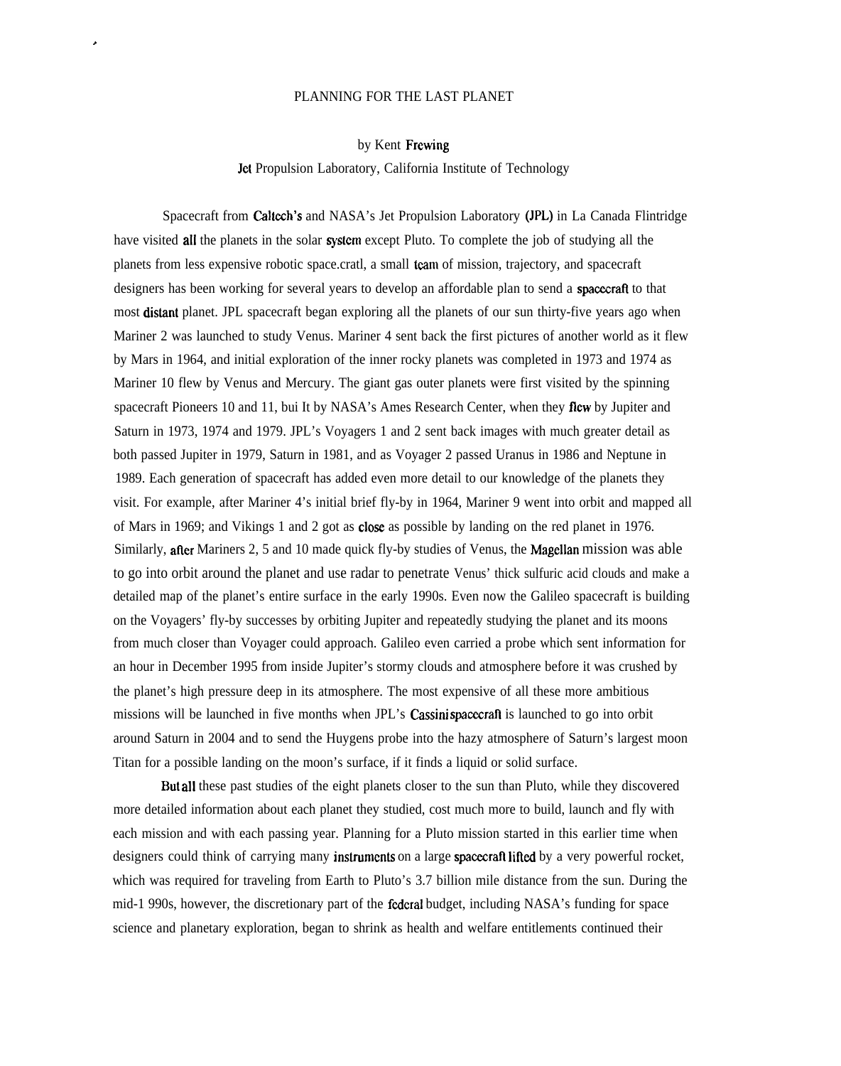# PLANNING FOR THE LAST PLANET

by Kent Frewing

Jet Propulsion Laboratory, California Institute of Technology

Spacecraft from Caltech's and NASA's Jet Propulsion Laboratory (JPL) in La Canada Flintridge have visited all the planets in the solar system except Pluto. To complete the job of studying all the planets from less expensive robotic space.cratl, a small team of mission, trajectory, and spacecraft designers has been working for several years to develop an affordable plan to send a spacecraft to that most distant planet. JPL spacecraft began exploring all the planets of our sun thirty-five years ago when Mariner 2 was launched to study Venus. Mariner 4 sent back the first pictures of another world as it flew by Mars in 1964, and initial exploration of the inner rocky planets was completed in 1973 and 1974 as Mariner 10 flew by Venus and Mercury. The giant gas outer planets were first visited by the spinning spacecraft Pioneers 10 and 11, bui It by NASA's Ames Research Center, when they flew by Jupiter and Saturn in 1973, 1974 and 1979. JPL's Voyagers 1 and 2 sent back images with much greater detail as both passed Jupiter in 1979, Saturn in 1981, and as Voyager 2 passed Uranus in 1986 and Neptune in 1989. Each generation of spacecraft has added even more detail to our knowledge of the planets they visit. For example, after Mariner 4's initial brief fly-by in 1964, Mariner 9 went into orbit and mapped all of Mars in 1969; and Vikings 1 and 2 got as close as possible by landing on the red planet in 1976. Similarly, after Mariners 2, 5 and 10 made quick fly-by studies of Venus, the Magellan mission was able to go into orbit around the planet and use radar to penetrate Venus' thick sulfuric acid clouds and make a detailed map of the planet's entire surface in the early 1990s. Even now the Galileo spacecraft is building on the Voyagers' fly-by successes by orbiting Jupiter and repeatedly studying the planet and its moons from much closer than Voyager could approach. Galileo even carried a probe which sent information for an hour in December 1995 from inside Jupiter's stormy clouds and atmosphere before it was crushed by the planet's high pressure deep in its atmosphere. The most expensive of all these more ambitious missions will be launched in five months when JPL's Cassini spacecraft is launched to go into orbit around Saturn in 2004 and to send the Huygens probe into the hazy atmosphere of Saturn's largest moon Titan for a possible landing on the moon's surface, if it finds a liquid or solid surface.

But all these past studies of the eight planets closer to the sun than Pluto, while they discovered more detailed information about each planet they studied, cost much more to build, launch and fly with each mission and with each passing year. Planning for a Pluto mission started in this earlier time when designers could think of carrying many instruments on a large spacecraft lifted by a very powerful rocket, which was required for traveling from Earth to Pluto's 3.7 billion mile distance from the sun. During the mid-1 990s, however, the discretionary part of the federal budget, including NASA's funding for space science and planetary exploration, began to shrink as health and welfare entitlements continued their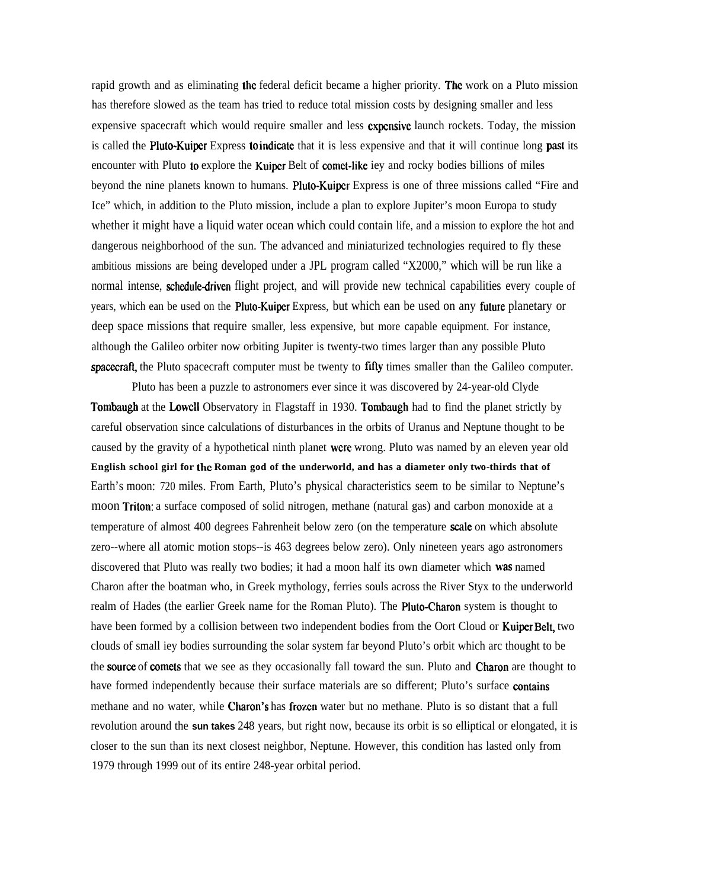rapid growth and as eliminating the federal deficit became a higher priority. The work on a Pluto mission has therefore slowed as the team has tried to reduce total mission costs by designing smaller and less expensive spacecraft which would require smaller and less expensive launch rockets. Today, the mission is called the Pluto-Kuiper Express to indicate that it is less expensive and that it will continue long past its encounter with Pluto to explore the Kuiper Belt of comet-like iey and rocky bodies billions of miles beyond the nine planets known to humans. Pluto-Kuiper Express is one of three missions called "Fire and Ice" which, in addition to the Pluto mission, include a plan to explore Jupiter's moon Europa to study whether it might have a liquid water ocean which could contain life, and a mission to explore the hot and dangerous neighborhood of the sun. The advanced and miniaturized technologies required to fly these ambitious missions are being developed under a JPL program called "X2000," which will be run like a normal intense, schedule-driven flight project, and will provide new technical capabilities every couple of years, which ean be used on the Pluto-Kuiper Express, but which ean be used on any future planetary or deep space missions that require smaller, less expensive, but more capable equipment. For instance, although the Galileo orbiter now orbiting Jupiter is twenty-two times larger than any possible Pluto spacecraft, the Pluto spacecraft computer must be twenty to fifty times smaller than the Galileo computer.

Pluto has been a puzzle to astronomers ever since it was discovered by 24-year-old Clyde Tombaugh at the Lowell Observatory in Flagstaff in 1930. Tombaugh had to find the planet strictly by careful observation since calculations of disturbances in the orbits of Uranus and Neptune thought to be caused by the gravity of a hypothetical ninth planet were wrong. Pluto was named by an eleven year old English school girl for the Roman god of the underworld, and has a diameter only two-thirds that of Earth's moon: 720 miles. From Earth, Pluto's physical characteristics seem to be similar to Neptune's moon Triton: a surface composed of solid nitrogen, methane (natural gas) and carbon monoxide at a temperature of almost 400 degrees Fahrenheit below zero (on the temperature scale on which absolute zero--where all atomic motion stops--is 463 degrees below zero). Only nineteen years ago astronomers discovered that Pluto was really two bodies; it had a moon half its own diameter which was named Charon after the boatman who, in Greek mythology, ferries souls across the River Styx to the underworld realm of Hades (the earlier Greek name for the Roman Pluto). The Pluto-Charon system is thought to have been formed by a collision between two independent bodies from the Oort Cloud or Kuiper Belt, two clouds of small iey bodies surrounding the solar system far beyond Pluto's orbit which arc thought to be the source of comets that we see as they occasionally fall toward the sun. Pluto and Charon are thought to have formed independently because their surface materials are so different; Pluto's surface contains methane and no water, while Charon's has frozen water but no methane. Pluto is so distant that a full revolution around the sun takes 248 years, but right now, because its orbit is so elliptical or elongated, it is closer to the sun than its next closest neighbor, Neptune. However, this condition has lasted only from 1979 through 1999 out of its entire 248-year orbital period.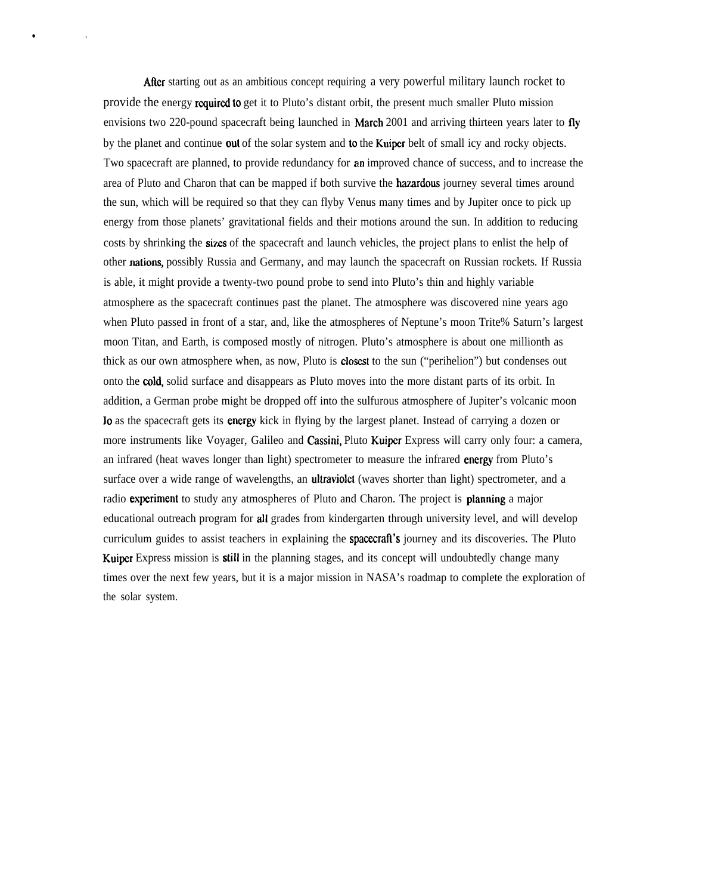After starting out as an ambitious concept requiring a very powerful military launch rocket to provide the energy required to get it to Pluto's distant orbit, the present much smaller Pluto mission envisions two 220-pound spacecraft being launched in March 2001 and arriving thirteen years later to fly by the planet and continue out of the solar system and to the Kuiper belt of small icy and rocky objects. Two spacecraft are planned, to provide redundancy for an improved chance of success, and to increase the area of Pluto and Charon that can be mapped if both survive the hazardous journey several times around the sun, which will be required so that they can flyby Venus many times and by Jupiter once to pick up energy from those planets' gravitational fields and their motions around the sun. In addition to reducing costs by shrinking the sizes of the spacecraft and launch vehicles, the project plans to enlist the help of other nations, possibly Russia and Germany, and may launch the spacecraft on Russian rockets. If Russia is able, it might provide a twenty-two pound probe to send into Pluto's thin and highly variable atmosphere as the spacecraft continues past the planet. The atmosphere was discovered nine years ago when Pluto passed in front of a star, and, like the atmospheres of Neptune's moon Trite% Saturn's largest moon Titan, and Earth, is composed mostly of nitrogen. Pluto's atmosphere is about one millionth as thick as our own atmosphere when, as now, Pluto is closest to the sun ("perihelion") but condenses out onto the cold, solid surface and disappears as Pluto moves into the more distant parts of its orbit. In addition, a German probe might be dropped off into the sulfurous atmosphere of Jupiter's volcanic moon Io as the spacecraft gets its energy kick in flying by the largest planet. Instead of carrying a dozen or more instruments like Voyager, Galileo and Cassini, Pluto Kuiper Express will carry only four: a camera, an infrared (heat waves longer than light) spectrometer to measure the infrared energy from Pluto's surface over a wide range of wavelengths, an ultraviolet (waves shorter than light) spectrometer, and a radio experiment to study any atmospheres of Pluto and Charon. The project is planning a major educational outreach program for all grades from kindergarten through university level, and will develop curriculum guides to assist teachers in explaining the spacecraft's journey and its discoveries. The Pluto Kuiper Express mission is still in the planning stages, and its concept will undoubtedly change many times over the next few years, but it is a major mission in NASA's roadmap to complete the exploration of the solar system.